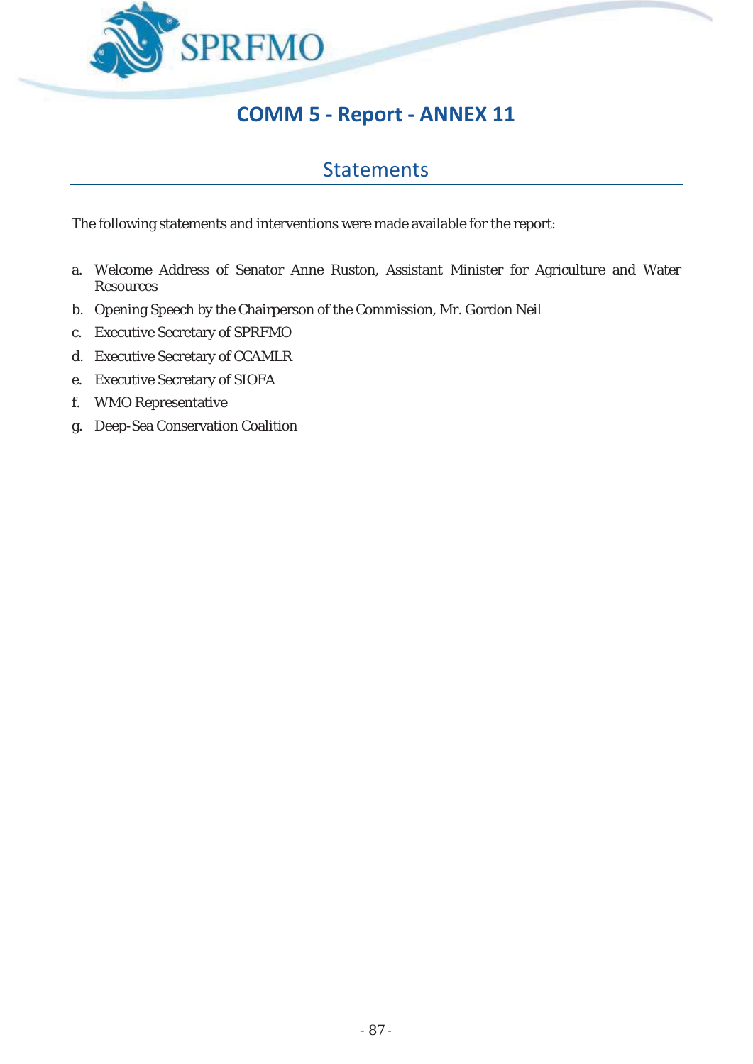# COMM 5 - Report - ANNEX 11

## Statements

The following statements and interventions were made available for the report:

a. Welcome Address of Senator Anne Ruston, Assistant Minister for Agriculture and Water Resources
b. Opening Speech by the Chairperson of the Commission, Mr. Gordon Neil
c. Executive Secretary of SPRFMO
d. Executive Secretary of CCAMLR
e. Executive Secretary of SIOFA
f. WMO Representative
g. Deep-Sea Conservation Coalition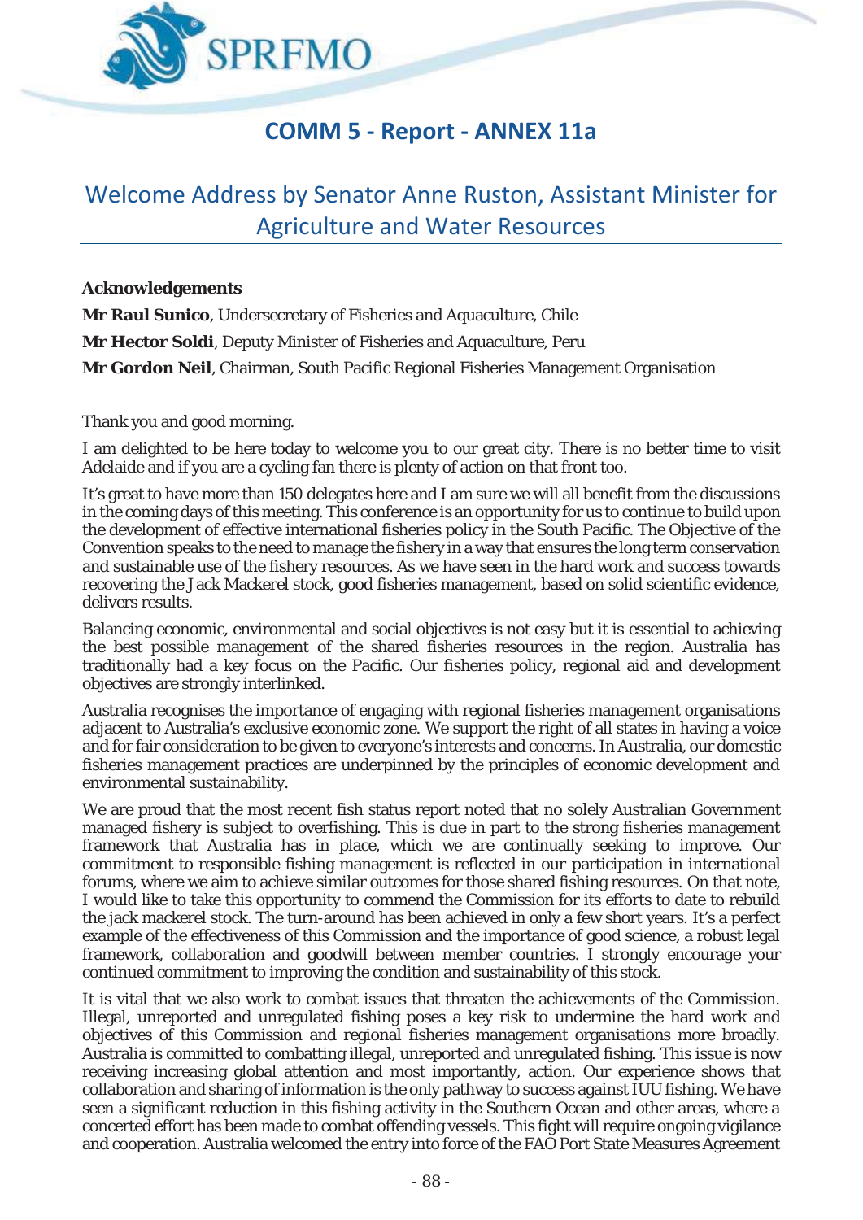# COMM 5 - Report - ANNEX 11a

## Welcome Address by Senator Anne Ruston, Assistant Minister for Agriculture and Water Resources

**Acknowledgements**

**Mr Raul Sunico**, Undersecretary of Fisheries and Aquaculture, Chile

**Mr Hector Soldi**, Deputy Minister of Fisheries and Aquaculture, Peru

**Mr Gordon Neil**, Chairman, South Pacific Regional Fisheries Management Organisation

Thank you and good morning.

I am delighted to be here today to welcome you to our great city. There is no better time to visit Adelaide and if you are a cycling fan there is plenty of action on that front too.

It's great to have more than 150 delegates here and I am sure we will all benefit from the discussions in the coming days of this meeting. This conference is an opportunity for us to continue to build upon the development of effective international fisheries policy in the South Pacific. The Objective of the Convention speaks to the need to manage the fishery in a way that ensures the long term conservation and sustainable use of the fishery resources. As we have seen in the hard work and success towards recovering the Jack Mackerel stock, good fisheries management, based on solid scientific evidence, delivers results.

Balancing economic, environmental and social objectives is not easy but it is essential to achieving the best possible management of the shared fisheries resources in the region. Australia has traditionally had a key focus on the Pacific. Our fisheries policy, regional aid and development objectives are strongly interlinked.

Australia recognises the importance of engaging with regional fisheries management organisations adjacent to Australia's exclusive economic zone. We support the right of all states in having a voice and for fair consideration to be given to everyone's interests and concerns. In Australia, our domestic fisheries management practices are underpinned by the principles of economic development and environmental sustainability.

We are proud that the most recent fish status report noted that no solely Australian Government managed fishery is subject to overfishing. This is due in part to the strong fisheries management framework that Australia has in place, which we are continually seeking to improve. Our commitment to responsible fishing management is reflected in our participation in international forums, where we aim to achieve similar outcomes for those shared fishing resources. On that note, I would like to take this opportunity to commend the Commission for its efforts to date to rebuild the jack mackerel stock. The turn-around has been achieved in only a few short years. It's a perfect example of the effectiveness of this Commission and the importance of good science, a robust legal framework, collaboration and goodwill between member countries. I strongly encourage your continued commitment to improving the condition and sustainability of this stock.

It is vital that we also work to combat issues that threaten the achievements of the Commission. Illegal, unreported and unregulated fishing poses a key risk to undermine the hard work and objectives of this Commission and regional fisheries management organisations more broadly. Australia is committed to combatting illegal, unreported and unregulated fishing. This issue is now receiving increasing global attention and most importantly, action. Our experience shows that collaboration and sharing of information is the only pathway to success against IUU fishing. We have seen a significant reduction in this fishing activity in the Southern Ocean and other areas, where a concerted effort has been made to combat offending vessels. This fight will require ongoing vigilance and cooperation. Australia welcomed the entry into force of the FAO Port State Measures Agreement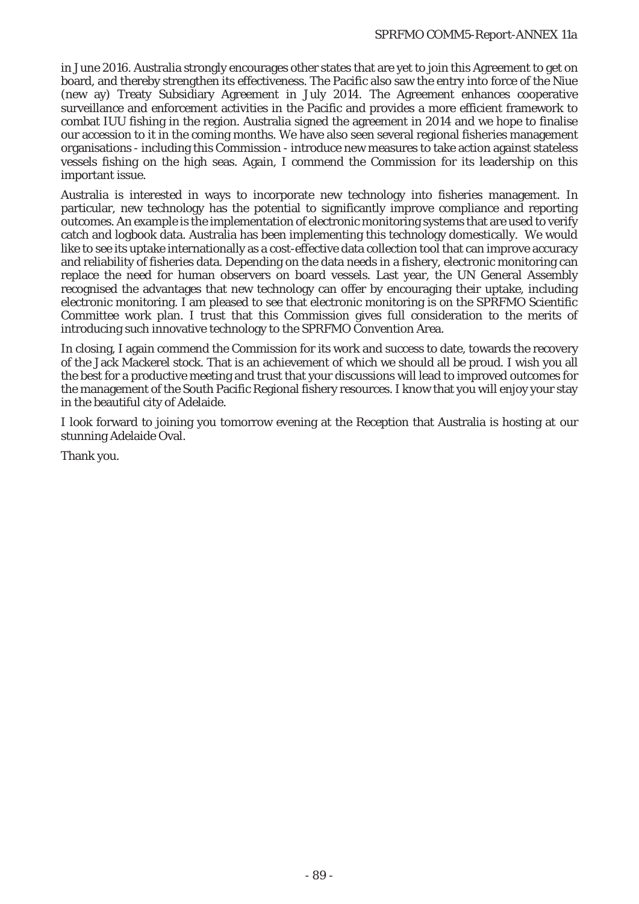in June 2016. Australia strongly encourages other states that are yet to join this Agreement to get on board, and thereby strengthen its effectiveness. The Pacific also saw the entry into force of the Niue (new ay) Treaty Subsidiary Agreement in July 2014. The Agreement enhances cooperative surveillance and enforcement activities in the Pacific and provides a more efficient framework to combat IUU fishing in the region. Australia signed the agreement in 2014 and we hope to finalise our accession to it in the coming months. We have also seen several regional fisheries management organisations - including this Commission - introduce new measures to take action against stateless vessels fishing on the high seas. Again, I commend the Commission for its leadership on this important issue.

Australia is interested in ways to incorporate new technology into fisheries management. In particular, new technology has the potential to significantly improve compliance and reporting outcomes. An example is the implementation of electronic monitoring systems that are used to verify catch and logbook data. Australia has been implementing this technology domestically. We would like to see its uptake internationally as a cost-effective data collection tool that can improve accuracy and reliability of fisheries data. Depending on the data needs in a fishery, electronic monitoring can replace the need for human observers on board vessels. Last year, the UN General Assembly recognised the advantages that new technology can offer by encouraging their uptake, including electronic monitoring. I am pleased to see that electronic monitoring is on the SPRFMO Scientific Committee work plan. I trust that this Commission gives full consideration to the merits of introducing such innovative technology to the SPRFMO Convention Area.

In closing, I again commend the Commission for its work and success to date, towards the recovery of the Jack Mackerel stock. That is an achievement of which we should all be proud. I wish you all the best for a productive meeting and trust that your discussions will lead to improved outcomes for the management of the South Pacific Regional fishery resources. I know that you will enjoy your stay in the beautiful city of Adelaide.

I look forward to joining you tomorrow evening at the Reception that Australia is hosting at our stunning Adelaide Oval.

Thank you.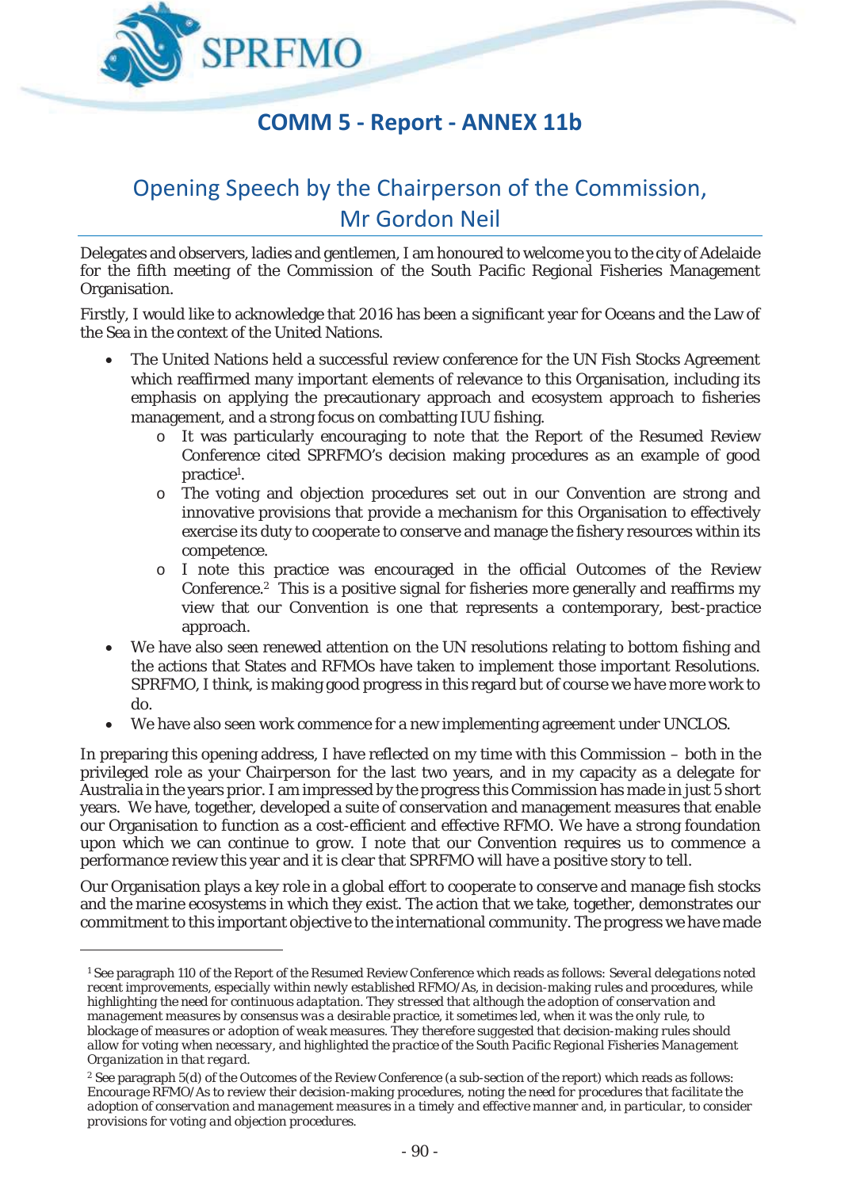# COMM 5 - Report - ANNEX 11b

## Opening Speech by the Chairperson of the Commission, Mr Gordon Neil

Delegates and observers, ladies and gentlemen, I am honoured to welcome you to the city of Adelaide for the fifth meeting of the Commission of the South Pacific Regional Fisheries Management Organisation.

Firstly, I would like to acknowledge that 2016 has been a significant year for Oceans and the Law of the Sea in the context of the United Nations.

- The United Nations held a successful review conference for the UN Fish Stocks Agreement which reaffirmed many important elements of relevance to this Organisation, including its emphasis on applying the precautionary approach and ecosystem approach to fisheries management, and a strong focus on combatting IUU fishing.
  - It was particularly encouraging to note that the Report of the Resumed Review Conference cited SPRFMO's decision making procedures as an example of good practice[1].
  - The voting and objection procedures set out in our Convention are strong and innovative provisions that provide a mechanism for this Organisation to effectively exercise its duty to cooperate to conserve and manage the fishery resources within its competence.
  - I note this practice was encouraged in the official Outcomes of the Review Conference.[2] This is a positive signal for fisheries more generally and reaffirms my view that our Convention is one that represents a contemporary, best-practice approach.
- We have also seen renewed attention on the UN resolutions relating to bottom fishing and the actions that States and RFMOs have taken to implement those important Resolutions. SPRFMO, I think, is making good progress in this regard but of course we have more work to do.
- We have also seen work commence for a new implementing agreement under UNCLOS.

In preparing this opening address, I have reflected on my time with this Commission – both in the privileged role as your Chairperson for the last two years, and in my capacity as a delegate for Australia in the years prior. I am impressed by the progress this Commission has made in just 5 short years. We have, together, developed a suite of conservation and management measures that enable our Organisation to function as a cost-efficient and effective RFMO. We have a strong foundation upon which we can continue to grow. I note that our Convention requires us to commence a performance review this year and it is clear that SPRFMO will have a positive story to tell.

Our Organisation plays a key role in a global effort to cooperate to conserve and manage fish stocks and the marine ecosystems in which they exist. The action that we take, together, demonstrates our commitment to this important objective to the international community. The progress we have made

---

[1] See paragraph 110 of the Report of the Resumed Review Conference which reads as follows: *Several delegations noted recent improvements, especially within newly established RFMO/As, in decision-making rules and procedures, while highlighting the need for continuous adaptation. They stressed that although the adoption of conservation and management measures by consensus was a desirable practice, it sometimes led, when it was the only rule, to blockage of measures or adoption of weak measures. They therefore suggested that decision-making rules should allow for voting when necessary, and highlighted the practice of the South Pacific Regional Fisheries Management Organization in that regard.*

[2] See paragraph 5(d) of the Outcomes of the Review Conference (a sub-section of the report) which reads as follows: *Encourage RFMO/As to review their decision-making procedures, noting the need for procedures that facilitate the adoption of conservation and management measures in a timely and effective manner and, in particular, to consider provisions for voting and objection procedures.*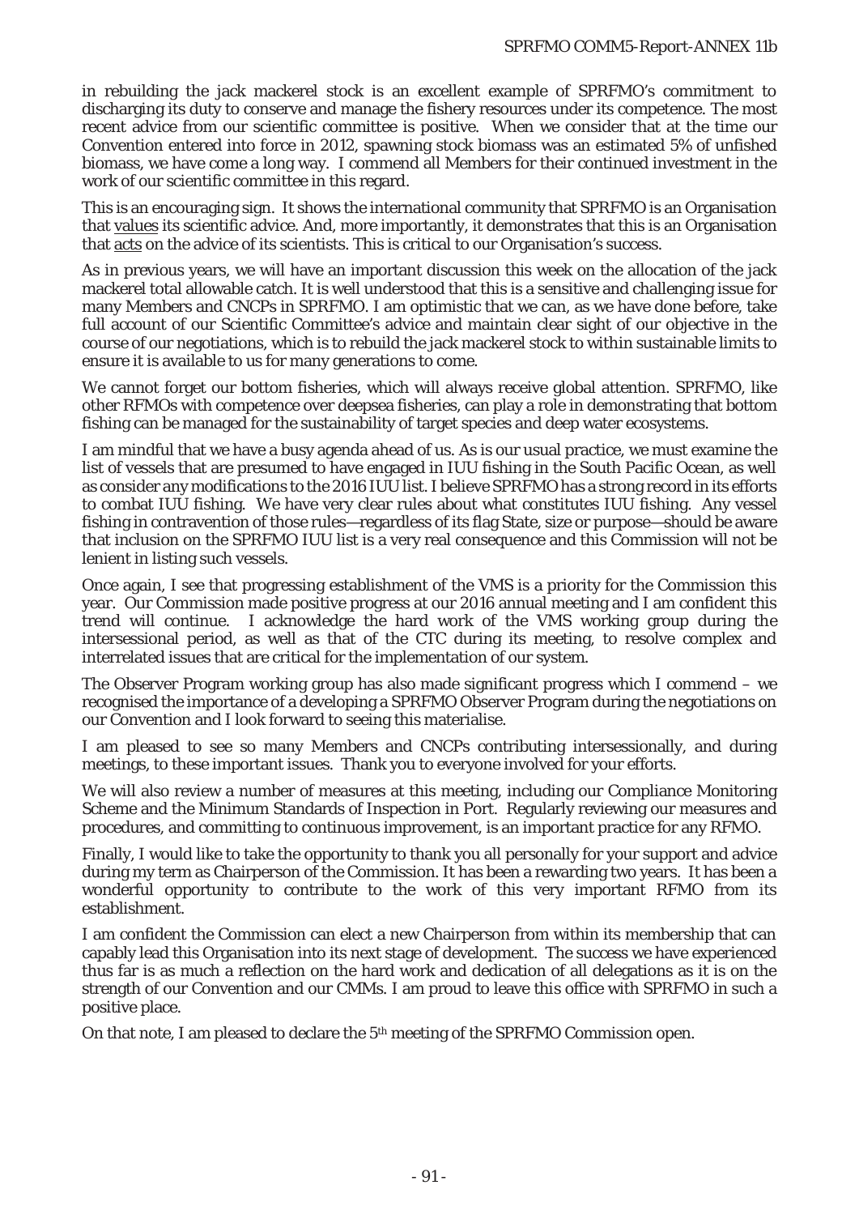in rebuilding the jack mackerel stock is an excellent example of SPRFMO's commitment to discharging its duty to conserve and manage the fishery resources under its competence. The most recent advice from our scientific committee is positive. When we consider that at the time our Convention entered into force in 2012, spawning stock biomass was an estimated 5% of unfished biomass, we have come a long way. I commend all Members for their continued investment in the work of our scientific committee in this regard.

This is an encouraging sign. It shows the international community that SPRFMO is an Organisation that values its scientific advice. And, more importantly, it demonstrates that this is an Organisation that acts on the advice of its scientists. This is critical to our Organisation's success.

As in previous years, we will have an important discussion this week on the allocation of the jack mackerel total allowable catch. It is well understood that this is a sensitive and challenging issue for many Members and CNCPs in SPRFMO. I am optimistic that we can, as we have done before, take full account of our Scientific Committee's advice and maintain clear sight of our objective in the course of our negotiations, which is to rebuild the jack mackerel stock to within sustainable limits to ensure it is available to us for many generations to come.

We cannot forget our bottom fisheries, which will always receive global attention. SPRFMO, like other RFMOs with competence over deepsea fisheries, can play a role in demonstrating that bottom fishing can be managed for the sustainability of target species and deep water ecosystems.

I am mindful that we have a busy agenda ahead of us. As is our usual practice, we must examine the list of vessels that are presumed to have engaged in IUU fishing in the South Pacific Ocean, as well as consider any modifications to the 2016 IUU list. I believe SPRFMO has a strong record in its efforts to combat IUU fishing. We have very clear rules about what constitutes IUU fishing. Any vessel fishing in contravention of those rules—regardless of its flag State, size or purpose—should be aware that inclusion on the SPRFMO IUU list is a very real consequence and this Commission will not be lenient in listing such vessels.

Once again, I see that progressing establishment of the VMS is a priority for the Commission this year. Our Commission made positive progress at our 2016 annual meeting and I am confident this trend will continue. I acknowledge the hard work of the VMS working group during the intersessional period, as well as that of the CTC during its meeting, to resolve complex and interrelated issues that are critical for the implementation of our system.

The Observer Program working group has also made significant progress which I commend – we recognised the importance of a developing a SPRFMO Observer Program during the negotiations on our Convention and I look forward to seeing this materialise.

I am pleased to see so many Members and CNCPs contributing intersessionally, and during meetings, to these important issues. Thank you to everyone involved for your efforts.

We will also review a number of measures at this meeting, including our Compliance Monitoring Scheme and the Minimum Standards of Inspection in Port. Regularly reviewing our measures and procedures, and committing to continuous improvement, is an important practice for any RFMO.

Finally, I would like to take the opportunity to thank you all personally for your support and advice during my term as Chairperson of the Commission. It has been a rewarding two years. It has been a wonderful opportunity to contribute to the work of this very important RFMO from its establishment.

I am confident the Commission can elect a new Chairperson from within its membership that can capably lead this Organisation into its next stage of development. The success we have experienced thus far is as much a reflection on the hard work and dedication of all delegations as it is on the strength of our Convention and our CMMs. I am proud to leave this office with SPRFMO in such a positive place.

On that note, I am pleased to declare the 5th meeting of the SPRFMO Commission open.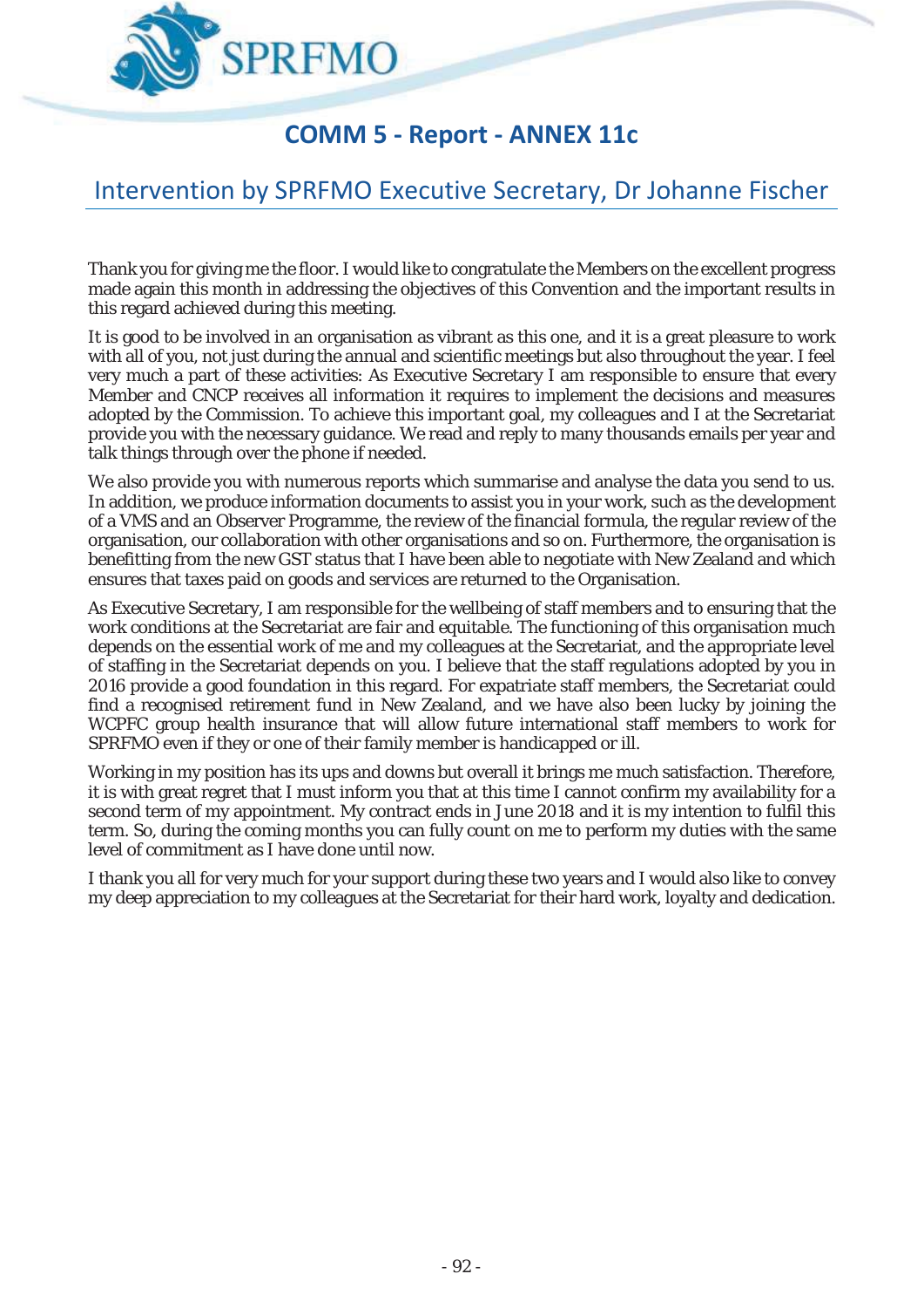# COMM 5 - Report - ANNEX 11c

## Intervention by SPRFMO Executive Secretary, Dr Johanne Fischer

Thank you for giving me the floor. I would like to congratulate the Members on the excellent progress made again this month in addressing the objectives of this Convention and the important results in this regard achieved during this meeting.

It is good to be involved in an organisation as vibrant as this one, and it is a great pleasure to work with all of you, not just during the annual and scientific meetings but also throughout the year. I feel very much a part of these activities: As Executive Secretary I am responsible to ensure that every Member and CNCP receives all information it requires to implement the decisions and measures adopted by the Commission. To achieve this important goal, my colleagues and I at the Secretariat provide you with the necessary guidance. We read and reply to many thousands emails per year and talk things through over the phone if needed.

We also provide you with numerous reports which summarise and analyse the data you send to us. In addition, we produce information documents to assist you in your work, such as the development of a VMS and an Observer Programme, the review of the financial formula, the regular review of the organisation, our collaboration with other organisations and so on. Furthermore, the organisation is benefitting from the new GST status that I have been able to negotiate with New Zealand and which ensures that taxes paid on goods and services are returned to the Organisation.

As Executive Secretary, I am responsible for the wellbeing of staff members and to ensuring that the work conditions at the Secretariat are fair and equitable. The functioning of this organisation much depends on the essential work of me and my colleagues at the Secretariat, and the appropriate level of staffing in the Secretariat depends on you. I believe that the staff regulations adopted by you in 2016 provide a good foundation in this regard. For expatriate staff members, the Secretariat could find a recognised retirement fund in New Zealand, and we have also been lucky by joining the WCPFC group health insurance that will allow future international staff members to work for SPRFMO even if they or one of their family member is handicapped or ill.

Working in my position has its ups and downs but overall it brings me much satisfaction. Therefore, it is with great regret that I must inform you that at this time I cannot confirm my availability for a second term of my appointment. My contract ends in June 2018 and it is my intention to fulfil this term. So, during the coming months you can fully count on me to perform my duties with the same level of commitment as I have done until now.

I thank you all for very much for your support during these two years and I would also like to convey my deep appreciation to my colleagues at the Secretariat for their hard work, loyalty and dedication.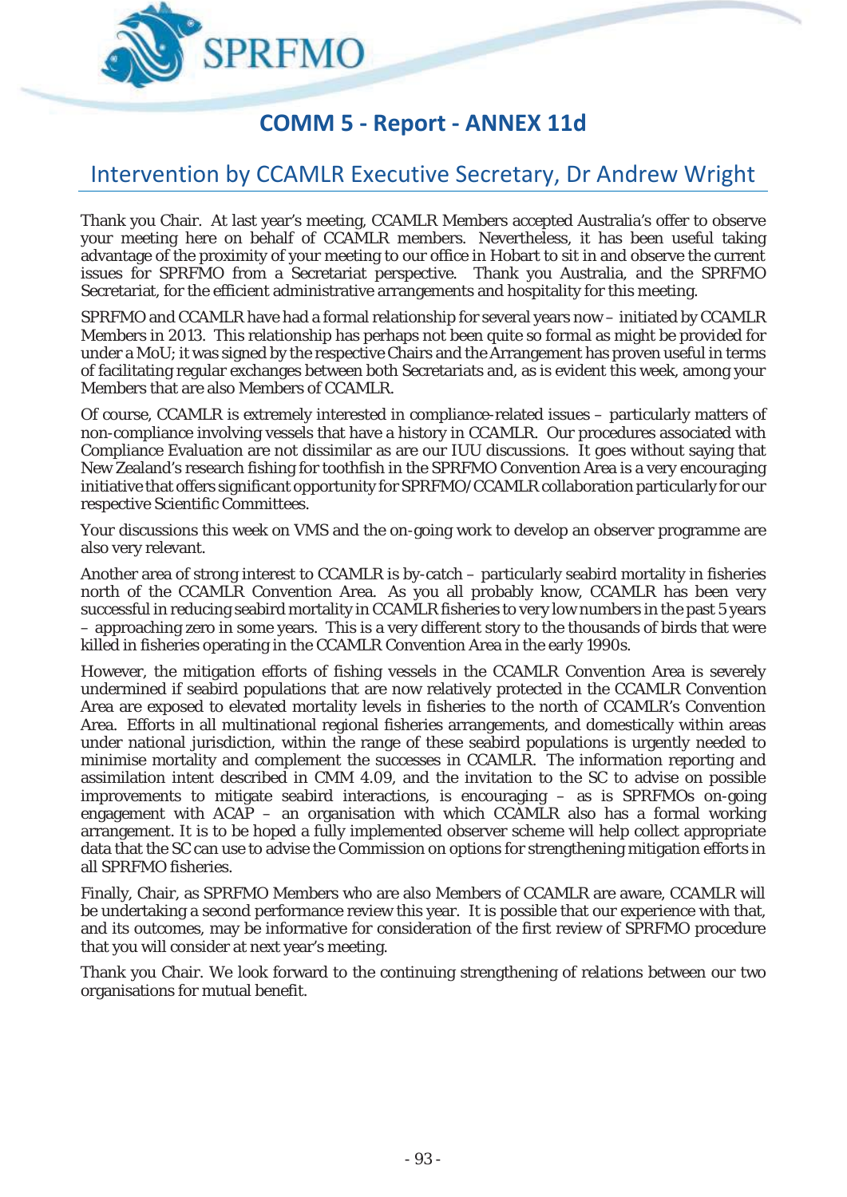# COMM 5 - Report - ANNEX 11d

## Intervention by CCAMLR Executive Secretary, Dr Andrew Wright

Thank you Chair. At last year's meeting, CCAMLR Members accepted Australia's offer to observe your meeting here on behalf of CCAMLR members. Nevertheless, it has been useful taking advantage of the proximity of your meeting to our office in Hobart to sit in and observe the current issues for SPRFMO from a Secretariat perspective. Thank you Australia, and the SPRFMO Secretariat, for the efficient administrative arrangements and hospitality for this meeting.

SPRFMO and CCAMLR have had a formal relationship for several years now – initiated by CCAMLR Members in 2013. This relationship has perhaps not been quite so formal as might be provided for under a MoU; it was signed by the respective Chairs and the Arrangement has proven useful in terms of facilitating regular exchanges between both Secretariats and, as is evident this week, among your Members that are also Members of CCAMLR.

Of course, CCAMLR is extremely interested in compliance-related issues – particularly matters of non-compliance involving vessels that have a history in CCAMLR. Our procedures associated with Compliance Evaluation are not dissimilar as are our IUU discussions. It goes without saying that New Zealand's research fishing for toothfish in the SPRFMO Convention Area is a very encouraging initiative that offers significant opportunity for SPRFMO/CCAMLR collaboration particularly for our respective Scientific Committees.

Your discussions this week on VMS and the on-going work to develop an observer programme are also very relevant.

Another area of strong interest to CCAMLR is by-catch – particularly seabird mortality in fisheries north of the CCAMLR Convention Area. As you all probably know, CCAMLR has been very successful in reducing seabird mortality in CCAMLR fisheries to very low numbers in the past 5 years – approaching zero in some years. This is a very different story to the thousands of birds that were killed in fisheries operating in the CCAMLR Convention Area in the early 1990s.

However, the mitigation efforts of fishing vessels in the CCAMLR Convention Area is severely undermined if seabird populations that are now relatively protected in the CCAMLR Convention Area are exposed to elevated mortality levels in fisheries to the north of CCAMLR's Convention Area. Efforts in all multinational regional fisheries arrangements, and domestically within areas under national jurisdiction, within the range of these seabird populations is urgently needed to minimise mortality and complement the successes in CCAMLR. The information reporting and assimilation intent described in CMM 4.09, and the invitation to the SC to advise on possible improvements to mitigate seabird interactions, is encouraging – as is SPRFMOs on-going engagement with ACAP – an organisation with which CCAMLR also has a formal working arrangement. It is to be hoped a fully implemented observer scheme will help collect appropriate data that the SC can use to advise the Commission on options for strengthening mitigation efforts in all SPRFMO fisheries.

Finally, Chair, as SPRFMO Members who are also Members of CCAMLR are aware, CCAMLR will be undertaking a second performance review this year. It is possible that our experience with that, and its outcomes, may be informative for consideration of the first review of SPRFMO procedure that you will consider at next year's meeting.

Thank you Chair. We look forward to the continuing strengthening of relations between our two organisations for mutual benefit.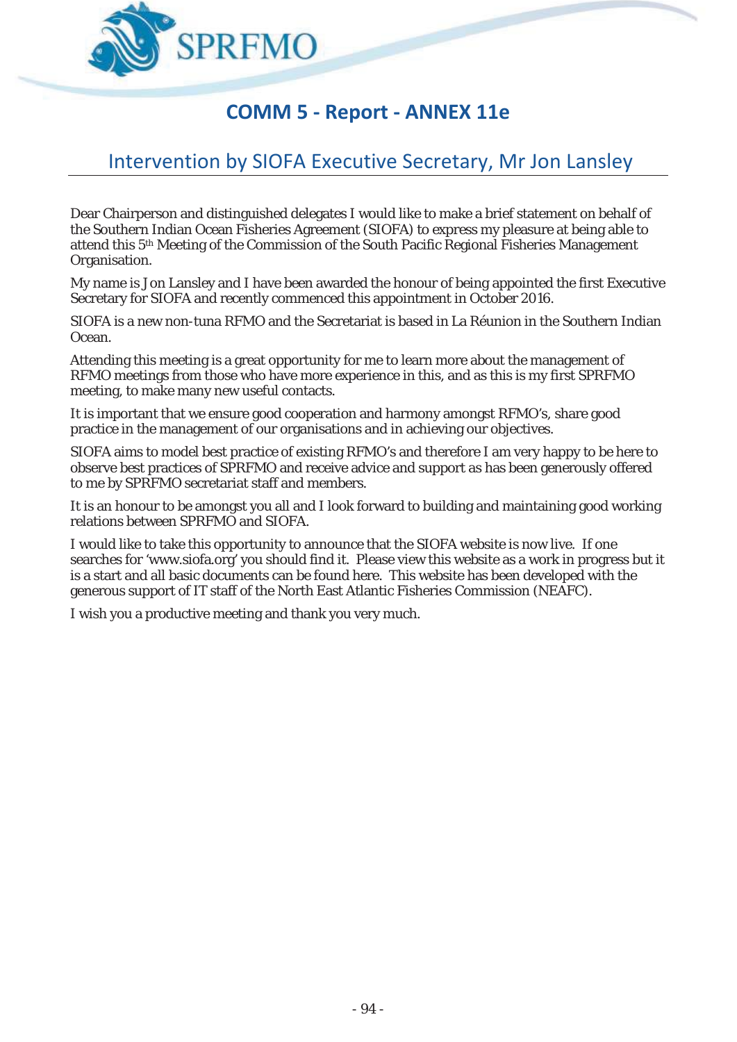# COMM 5 - Report - ANNEX 11e

## Intervention by SIOFA Executive Secretary, Mr Jon Lansley

Dear Chairperson and distinguished delegates I would like to make a brief statement on behalf of the Southern Indian Ocean Fisheries Agreement (SIOFA) to express my pleasure at being able to attend this 5th Meeting of the Commission of the South Pacific Regional Fisheries Management Organisation.

My name is Jon Lansley and I have been awarded the honour of being appointed the first Executive Secretary for SIOFA and recently commenced this appointment in October 2016.

SIOFA is a new non-tuna RFMO and the Secretariat is based in La Réunion in the Southern Indian Ocean.

Attending this meeting is a great opportunity for me to learn more about the management of RFMO meetings from those who have more experience in this, and as this is my first SPRFMO meeting, to make many new useful contacts.

It is important that we ensure good cooperation and harmony amongst RFMO's, share good practice in the management of our organisations and in achieving our objectives.

SIOFA aims to model best practice of existing RFMO's and therefore I am very happy to be here to observe best practices of SPRFMO and receive advice and support as has been generously offered to me by SPRFMO secretariat staff and members.

It is an honour to be amongst you all and I look forward to building and maintaining good working relations between SPRFMO and SIOFA.

I would like to take this opportunity to announce that the SIOFA website is now live. If one searches for 'www.siofa.org' you should find it. Please view this website as a work in progress but it is a start and all basic documents can be found here. This website has been developed with the generous support of IT staff of the North East Atlantic Fisheries Commission (NEAFC).

I wish you a productive meeting and thank you very much.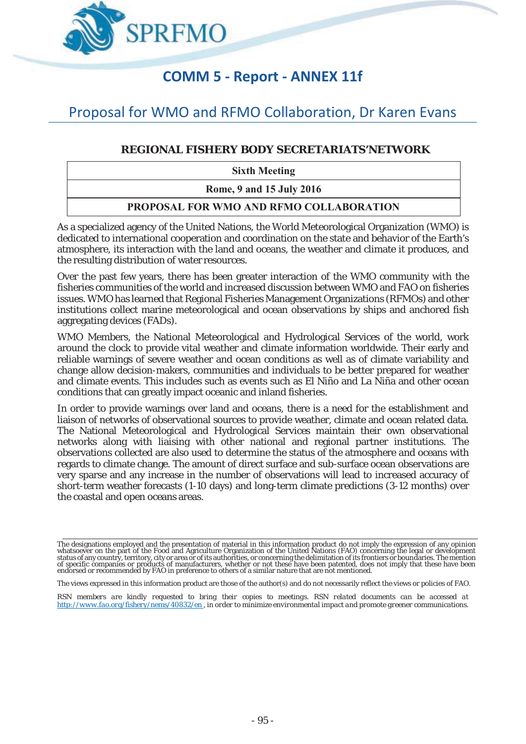# COMM 5 - Report - ANNEX 11f

## Proposal for WMO and RFMO Collaboration, Dr Karen Evans

### REGIONAL FISHERY BODY SECRETARIATS'NETWORK

| Sixth Meeting |
| --- |
| Rome, 9 and 15 July 2016 |
| PROPOSAL FOR WMO AND RFMO COLLABORATION |

As a specialized agency of the United Nations, the World Meteorological Organization (WMO) is dedicated to international cooperation and coordination on the state and behavior of the Earth's atmosphere, its interaction with the land and oceans, the weather and climate it produces, and the resulting distribution of water resources.

Over the past few years, there has been greater interaction of the WMO community with the fisheries communities of the world and increased discussion between WMO and FAO on fisheries issues. WMO has learned that Regional Fisheries Management Organizations (RFMOs) and other institutions collect marine meteorological and ocean observations by ships and anchored fish aggregating devices (FADs).

WMO Members, the National Meteorological and Hydrological Services of the world, work around the clock to provide vital weather and climate information worldwide. Their early and reliable warnings of severe weather and ocean conditions as well as of climate variability and change allow decision-makers, communities and individuals to be better prepared for weather and climate events. This includes such as events such as El Niño and La Niña and other ocean conditions that can greatly impact oceanic and inland fisheries.

In order to provide warnings over land and oceans, there is a need for the establishment and liaison of networks of observational sources to provide weather, climate and ocean related data. The National Meteorological and Hydrological Services maintain their own observational networks along with liaising with other national and regional partner institutions. The observations collected are also used to determine the status of the atmosphere and oceans with regards to climate change. The amount of direct surface and sub-surface ocean observations are very sparse and any increase in the number of observations will lead to increased accuracy of short-term weather forecasts (1-10 days) and long-term climate predictions (3-12 months) over the coastal and open oceans areas.

---

The designations employed and the presentation of material in this information product do not imply the expression of any opinion whatsoever on the part of the Food and Agriculture Organization of the United Nations (FAO) concerning the legal or development status of any country, territory, city or area or of its authorities, or concerning the delimitation of its frontiers or boundaries. The mention of specific companies or products of manufacturers, whether or not these have been patented, does not imply that these have been endorsed or recommended by FAO in preference to others of a similar nature that are not mentioned.

The views expressed in this information product are those of the author(s) and do not necessarily reflect the views or policies of FAO.

*RSN members are kindly requested to bring their copies to meetings. RSN related documents can be accessed at* http://www.fao.org/fishery/nems/40832/en *, in order to minimize environmental impact and promote greener communications.*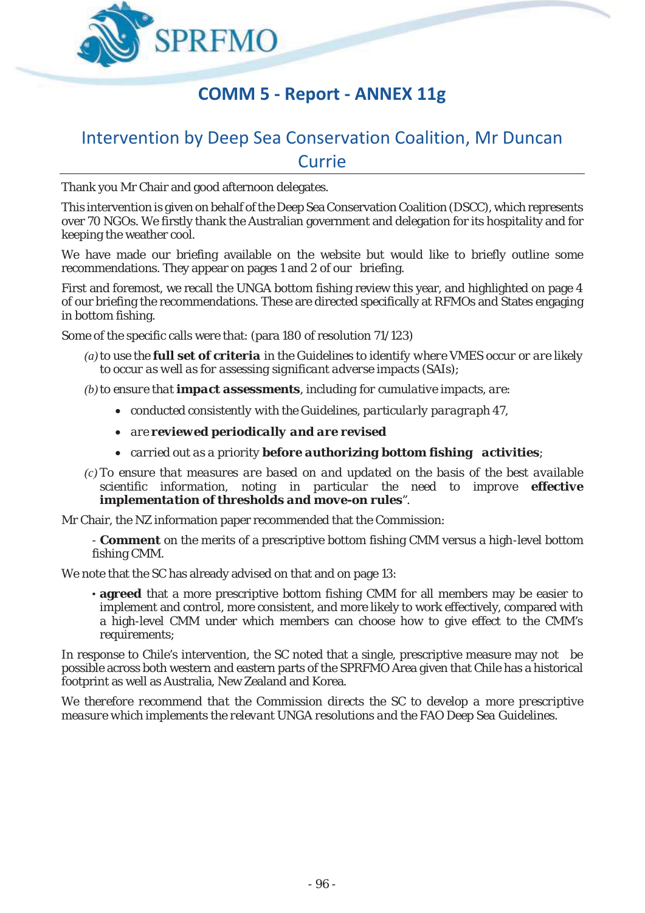# COMM 5 - Report - ANNEX 11g

## Intervention by Deep Sea Conservation Coalition, Mr Duncan Currie

Thank you Mr Chair and good afternoon delegates.

This intervention is given on behalf of the Deep Sea Conservation Coalition (DSCC), which represents over 70 NGOs. We firstly thank the Australian government and delegation for its hospitality and for keeping the weather cool.

We have made our briefing available on the website but would like to briefly outline some recommendations. They appear on pages 1 and 2 of our briefing.

First and foremost, we recall the UNGA bottom fishing review this year, and highlighted on page 4 of our briefing the recommendations. These are directed specifically at RFMOs and States engaging in bottom fishing.

Some of the specific calls were that: (para 180 of resolution 71/123)

*(a)* to use the **full set of criteria** in the Guidelines to identify *where* VMES occur or *are likely to occur as well as for assessing significant adverse impacts (SAIs);*

*(b)* to ensure that **impact assessments**, including for cumulative impacts, *are:*

- conducted consistently with the Guidelines, *particularly paragraph* 47,
- *are* ***reviewed periodically and are revised***
- *carried out as a* priority ***before authorizing bottom fishing activities***;

*(c)* *To ensure that measures are based on and updated on the basis of the best available* scientific *information*, noting in particular the need to improve ***effective implementation of thresholds and move-on rules***".

Mr Chair, the NZ information paper recommended that the Commission:

- **Comment** on the merits of a prescriptive bottom fishing CMM versus a high-level bottom fishing CMM.

We note that the SC has already advised on that and on page 13:

- **agreed** that a more prescriptive bottom fishing CMM for all members may be easier to implement and control, more consistent, and more likely to work effectively, compared with a high-level CMM under which members can choose how to give effect to the CMM's requirements;

In response to Chile's intervention, the SC noted that a single, prescriptive measure may not be possible across both western and eastern parts of the SPRFMO Area given that Chile has a historical footprint as well as Australia, New Zealand and Korea.

*We therefore recommend that the Commission directs the SC to develop a more prescriptive measure which implements the relevant UNGA resolutions and the FAO Deep Sea Guidelines.*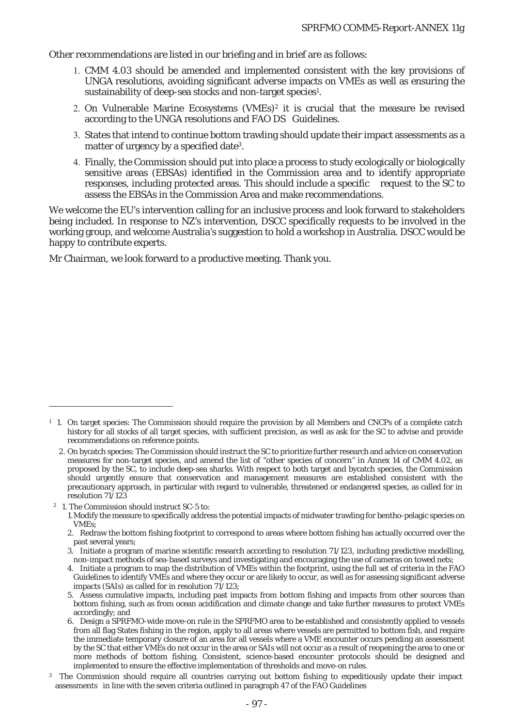Other recommendations are listed in our briefing and in brief are as follows:

1. CMM 4.03 should be amended and implemented consistent with the key provisions of UNGA resolutions, avoiding significant adverse impacts on VMEs as well as ensuring the sustainability of deep-sea stocks and non-target species[1].
2. On Vulnerable Marine Ecosystems (VMEs)[2] it is crucial that the measure be revised according to the UNGA resolutions and FAO DS Guidelines.
3. States that intend to continue bottom trawling should update their impact assessments as a matter of urgency by a specified date[3].
4. Finally, the Commission should put into place a process to study ecologically or biologically sensitive areas (EBSAs) identified in the Commission area and to identify appropriate responses, including protected areas. This should include a specific request to the SC to assess the EBSAs in the Commission Area and make recommendations.

We welcome the EU's intervention calling for an inclusive process and look forward to stakeholders being included. In response to NZ's intervention, DSCC specifically requests to be involved in the working group, and welcome Australia's suggestion to hold a workshop in Australia. DSCC would be happy to contribute experts.

Mr Chairman, we look forward to a productive meeting. Thank you.

---

[1] 1. On target species: The Commission should require the provision by all Members and CNCPs of a complete catch history for all stocks of all target species, with sufficient precision, as well as ask for the SC to advise and provide recommendations on reference points.

2. On bycatch species: The Commission should instruct the SC to prioritize further research and advice on conservation measures for non-target species, and amend the list of "other species of concern" in Annex 14 of CMM 4.02, as proposed by the SC, to include deep-sea sharks. With respect to both target and bycatch species, the Commission should urgently ensure that conservation and management measures are established consistent with the precautionary approach, in particular with regard to vulnerable, threatened or endangered species, as called for in resolution 71/123

[2] 1. The Commission should instruct SC-5 to:

1. Modify the measure to specifically address the potential impacts of midwater trawling for bentho-pelagic species on VMEs;
2. Redraw the bottom fishing footprint to correspond to areas where bottom fishing has actually occurred over the past several years;
3. Initiate a program of marine scientific research according to resolution 71/123, including predictive modelling, non-impact methods of sea-based surveys and investigating and encouraging the use of cameras on towed nets;
4. Initiate a program to map the distribution of VMEs within the footprint, using the full set of criteria in the FAO Guidelines to identify VMEs and where they occur or are likely to occur, as well as for assessing significant adverse impacts (SAIs) as called for in resolution 71/123;
5. Assess cumulative impacts, including past impacts from bottom fishing and impacts from other sources than bottom fishing, such as from ocean acidification and climate change and take further measures to protect VMEs accordingly; and
6. Design a SPRFMO-wide move-on rule in the SPRFMO area to be established and consistently applied to vessels from all flag States fishing in the region, apply to all areas where vessels are permitted to bottom fish, and require the immediate temporary closure of an area for all vessels where a VME encounter occurs pending an assessment by the SC that either VMEs do not occur in the area or SAIs will not occur as a result of reopening the area to one or more methods of bottom fishing. Consistent, science-based encounter protocols should be designed and implemented to ensure the effective implementation of thresholds and move-on rules.

[3] The Commission should require all countries carrying out bottom fishing to expeditiously update their impact assessments in line with the seven criteria outlined in paragraph 47 of the FAO Guidelines